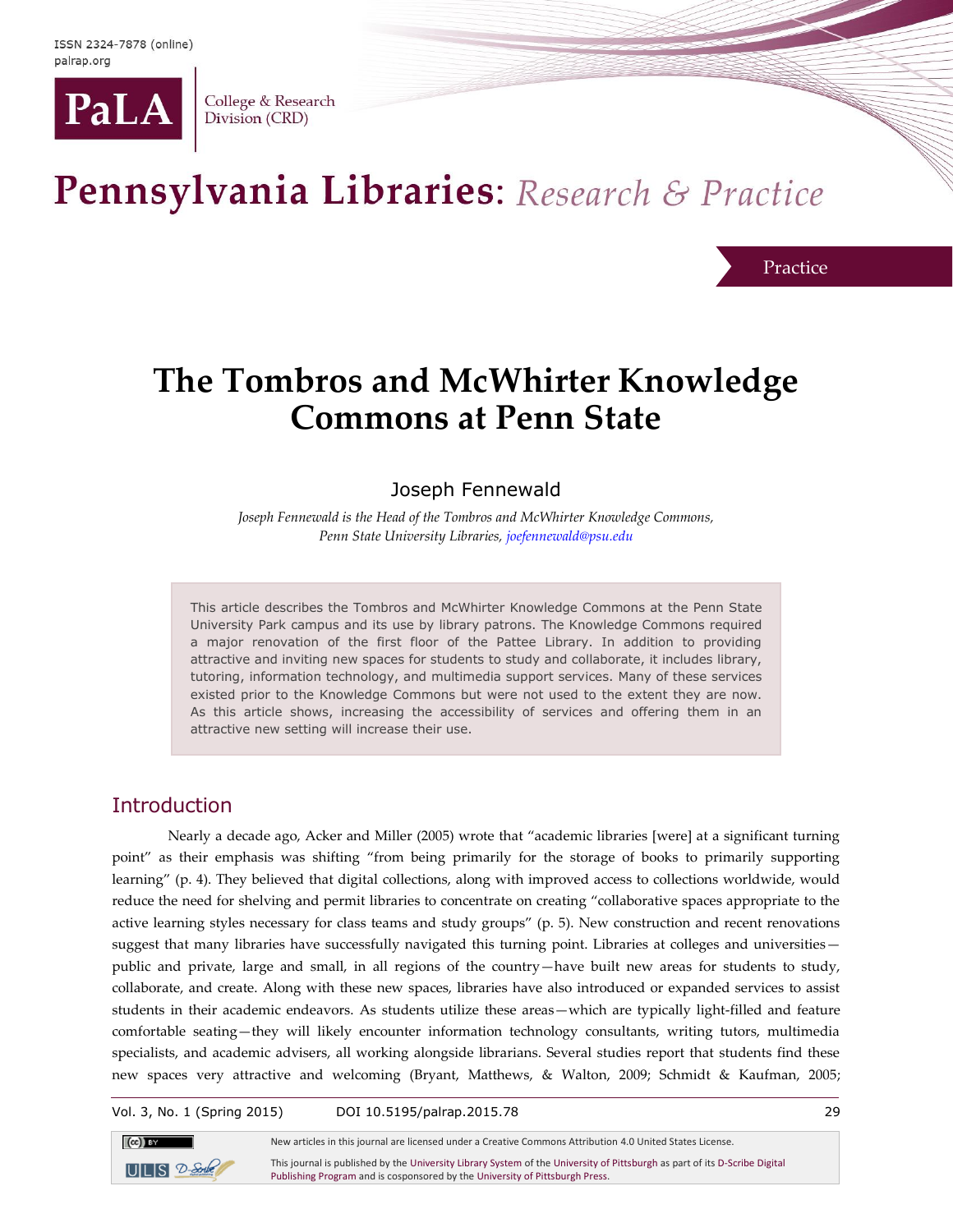Practice

# The Tombros and McWhirter Knowledge Commons at Penn State

Joseph Fennewald

*Joseph Fennewald is the Head of the Tombros and McWhirter Knowledge Commons, Penn State University Libraries, joefennewald@psu.edu*

This article describes the Tombros and McWhirter Knowledge Commons at the Penn State University Park campus and its use by library patrons. The Knowledge Commons required a major renovation of the first floor of the Pattee Library. In addition to providing attractive and inviting new spaces for students to study and collaborate, it includes library, tutoring, information technology, and multimedia support services. Many of these services existed prior to the Knowledge Commons but were not used to the extent they are now. As this article shows, increasing the accessibility of services and offering them in an attractive new setting will increase their use.

## Introduction

Nearly a decade ago, Acker and Miller (2005) wrote that "academic libraries [were] at a significant turning point" as their emphasis was shifting "from being primarily for the storage of books to primarily supporting learning" (p. 4). They believed that digital collections, along with improved access to collections worldwide, would reduce the need for shelving and permit libraries to concentrate on creating "collaborative spaces appropriate to the active learning styles necessary for class teams and study groups" (p. 5). New construction and recent renovations suggest that many libraries have successfully navigated this turning point. Libraries at colleges and universities—public and private, large and small, in all regions of the country—have built new areas for students to study, collaborate, and create. Along with these new spaces, libraries have also introduced or expanded services to assist students in their academic endeavors. As students utilize these areas—which are typically light-filled and feature comfortable seating—they will likely encounter information technology consultants, writing tutors, multimedia specialists, and academic advisers, all working alongside librarians. Several studies report that students find these new spaces very attractive and welcoming (Bryant, Matthews, & Walton, 2009; Schmidt & Kaufman, 2005;

New articles in this journal are licensed under a Creative Commons Attribution 4.0 United States License.

This journal is published by the University Library System of the University of Pittsburgh as part of its D-Scribe Digital Publishing Program and is cosponsored by the University of Pittsburgh Press.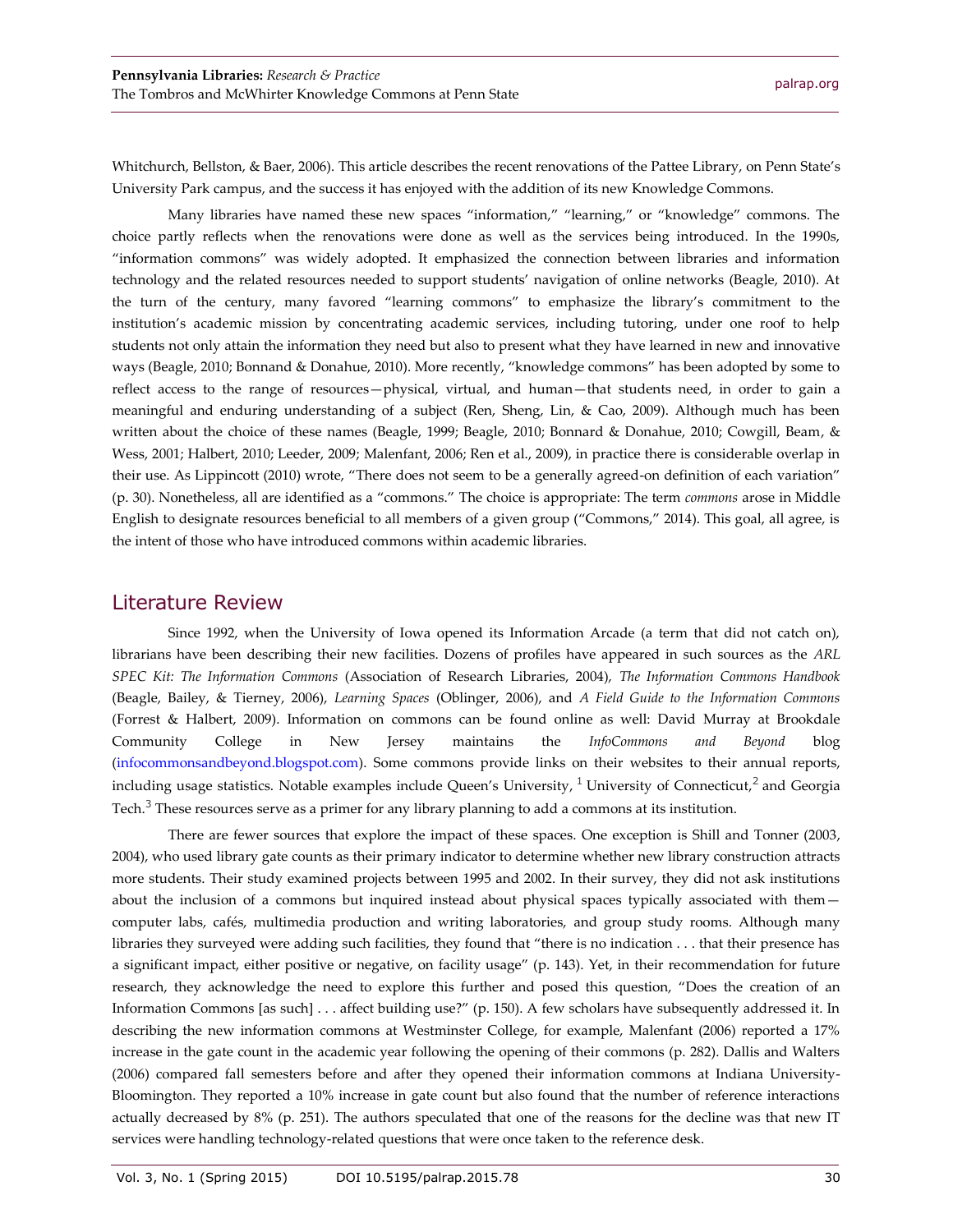Whitchurch, Bellston, & Baer, 2006). This article describes the recent renovations of the Pattee Library, on Penn State's University Park campus, and the success it has enjoyed with the addition of its new Knowledge Commons.

Many libraries have named these new spaces "information," "learning," or "knowledge" commons. The choice partly reflects when the renovations were done as well as the services being introduced. In the 1990s, "information commons" was widely adopted. It emphasized the connection between libraries and information technology and the related resources needed to support students' navigation of online networks (Beagle, 2010). At the turn of the century, many favored "learning commons" to emphasize the library's commitment to the institution's academic mission by concentrating academic services, including tutoring, under one roof to help students not only attain the information they need but also to present what they have learned in new and innovative ways (Beagle, 2010; Bonnand & Donahue, 2010). More recently, "knowledge commons" has been adopted by some to reflect access to the range of resources—physical, virtual, and human—that students need, in order to gain a meaningful and enduring understanding of a subject (Ren, Sheng, Lin, & Cao, 2009). Although much has been written about the choice of these names (Beagle, 1999; Beagle, 2010; Bonnard & Donahue, 2010; Cowgill, Beam, & Wess, 2001; Halbert, 2010; Leeder, 2009; Malenfant, 2006; Ren et al., 2009), in practice there is considerable overlap in their use. As Lippincott (2010) wrote, "There does not seem to be a generally agreed-on definition of each variation" (p. 30). Nonetheless, all are identified as a "commons." The choice is appropriate: The term *commons* arose in Middle English to designate resources beneficial to all members of a given group ("Commons," 2014). This goal, all agree, is the intent of those who have introduced commons within academic libraries.

## Literature Review

Since 1992, when the University of Iowa opened its Information Arcade (a term that did not catch on), librarians have been describing their new facilities. Dozens of profiles have appeared in such sources as the *ARL SPEC Kit: The Information Commons* (Association of Research Libraries, 2004), *The Information Commons Handbook* (Beagle, Bailey, & Tierney, 2006), *Learning Spaces* (Oblinger, 2006), and *A Field Guide to the Information Commons* (Forrest & Halbert, 2009). Information on commons can be found online as well: David Murray at Brookdale Community College in New Jersey maintains the *InfoCommons and Beyond* blog (infocommonsandbeyond.blogspot.com). Some commons provide links on their websites to their annual reports, including usage statistics. Notable examples include Queen's University, [1] University of Connecticut,[2] and Georgia Tech.[3] These resources serve as a primer for any library planning to add a commons at its institution.

There are fewer sources that explore the impact of these spaces. One exception is Shill and Tonner (2003, 2004), who used library gate counts as their primary indicator to determine whether new library construction attracts more students. Their study examined projects between 1995 and 2002. In their survey, they did not ask institutions about the inclusion of a commons but inquired instead about physical spaces typically associated with them—computer labs, cafés, multimedia production and writing laboratories, and group study rooms. Although many libraries they surveyed were adding such facilities, they found that "there is no indication . . . that their presence has a significant impact, either positive or negative, on facility usage" (p. 143). Yet, in their recommendation for future research, they acknowledge the need to explore this further and posed this question, "Does the creation of an Information Commons [as such] . . . affect building use?" (p. 150). A few scholars have subsequently addressed it. In describing the new information commons at Westminster College, for example, Malenfant (2006) reported a 17% increase in the gate count in the academic year following the opening of their commons (p. 282). Dallis and Walters (2006) compared fall semesters before and after they opened their information commons at Indiana University-Bloomington. They reported a 10% increase in gate count but also found that the number of reference interactions actually decreased by 8% (p. 251). The authors speculated that one of the reasons for the decline was that new IT services were handling technology-related questions that were once taken to the reference desk.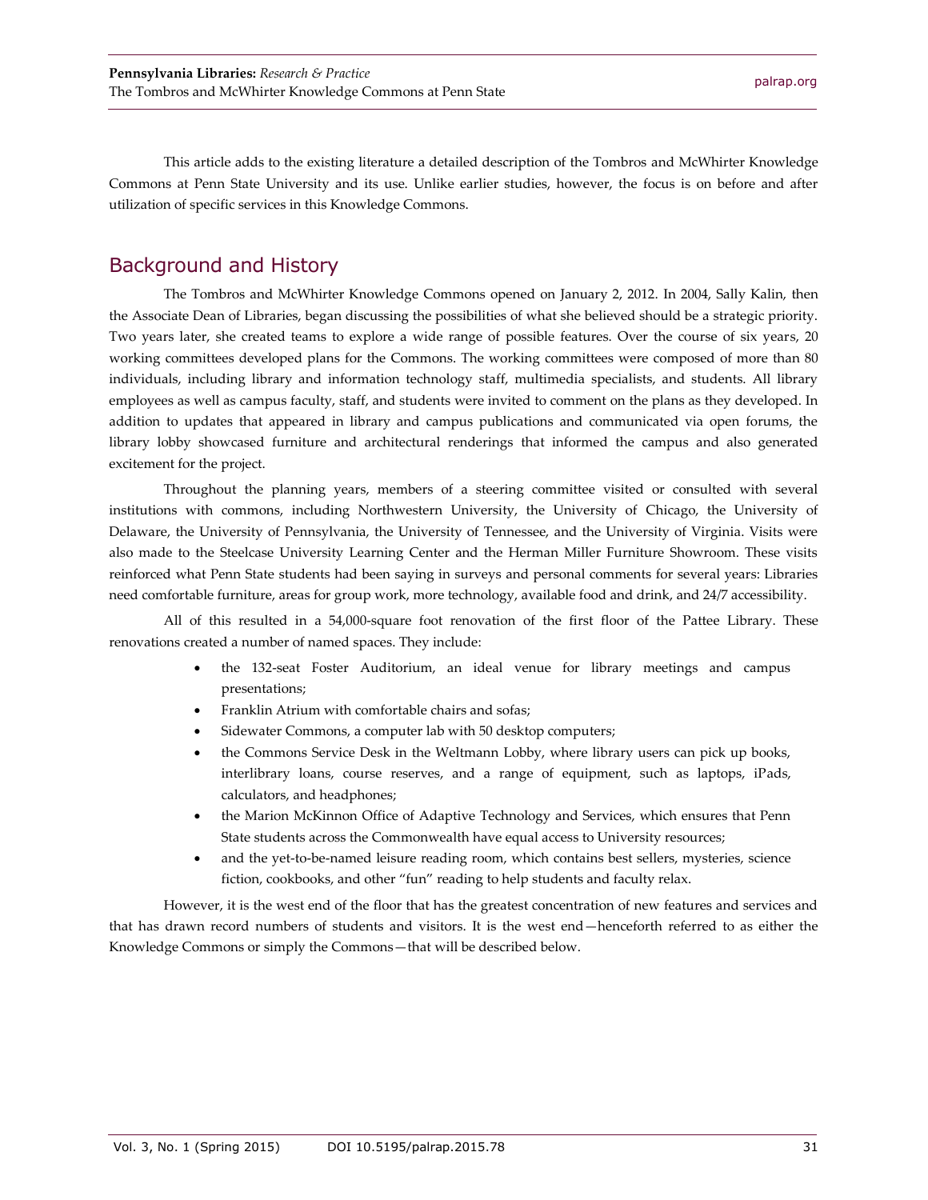This article adds to the existing literature a detailed description of the Tombros and McWhirter Knowledge Commons at Penn State University and its use. Unlike earlier studies, however, the focus is on before and after utilization of specific services in this Knowledge Commons.

## Background and History

The Tombros and McWhirter Knowledge Commons opened on January 2, 2012. In 2004, Sally Kalin, then the Associate Dean of Libraries, began discussing the possibilities of what she believed should be a strategic priority. Two years later, she created teams to explore a wide range of possible features. Over the course of six years, 20 working committees developed plans for the Commons. The working committees were composed of more than 80 individuals, including library and information technology staff, multimedia specialists, and students. All library employees as well as campus faculty, staff, and students were invited to comment on the plans as they developed. In addition to updates that appeared in library and campus publications and communicated via open forums, the library lobby showcased furniture and architectural renderings that informed the campus and also generated excitement for the project.

Throughout the planning years, members of a steering committee visited or consulted with several institutions with commons, including Northwestern University, the University of Chicago, the University of Delaware, the University of Pennsylvania, the University of Tennessee, and the University of Virginia. Visits were also made to the Steelcase University Learning Center and the Herman Miller Furniture Showroom. These visits reinforced what Penn State students had been saying in surveys and personal comments for several years: Libraries need comfortable furniture, areas for group work, more technology, available food and drink, and 24/7 accessibility.

All of this resulted in a 54,000-square foot renovation of the first floor of the Pattee Library. These renovations created a number of named spaces. They include:

- the 132-seat Foster Auditorium, an ideal venue for library meetings and campus presentations;
- Franklin Atrium with comfortable chairs and sofas;
- Sidewater Commons, a computer lab with 50 desktop computers;
- the Commons Service Desk in the Weltmann Lobby, where library users can pick up books, interlibrary loans, course reserves, and a range of equipment, such as laptops, iPads, calculators, and headphones;
- the Marion McKinnon Office of Adaptive Technology and Services, which ensures that Penn State students across the Commonwealth have equal access to University resources;
- and the yet-to-be-named leisure reading room, which contains best sellers, mysteries, science fiction, cookbooks, and other "fun" reading to help students and faculty relax.

However, it is the west end of the floor that has the greatest concentration of new features and services and that has drawn record numbers of students and visitors. It is the west end—henceforth referred to as either the Knowledge Commons or simply the Commons—that will be described below.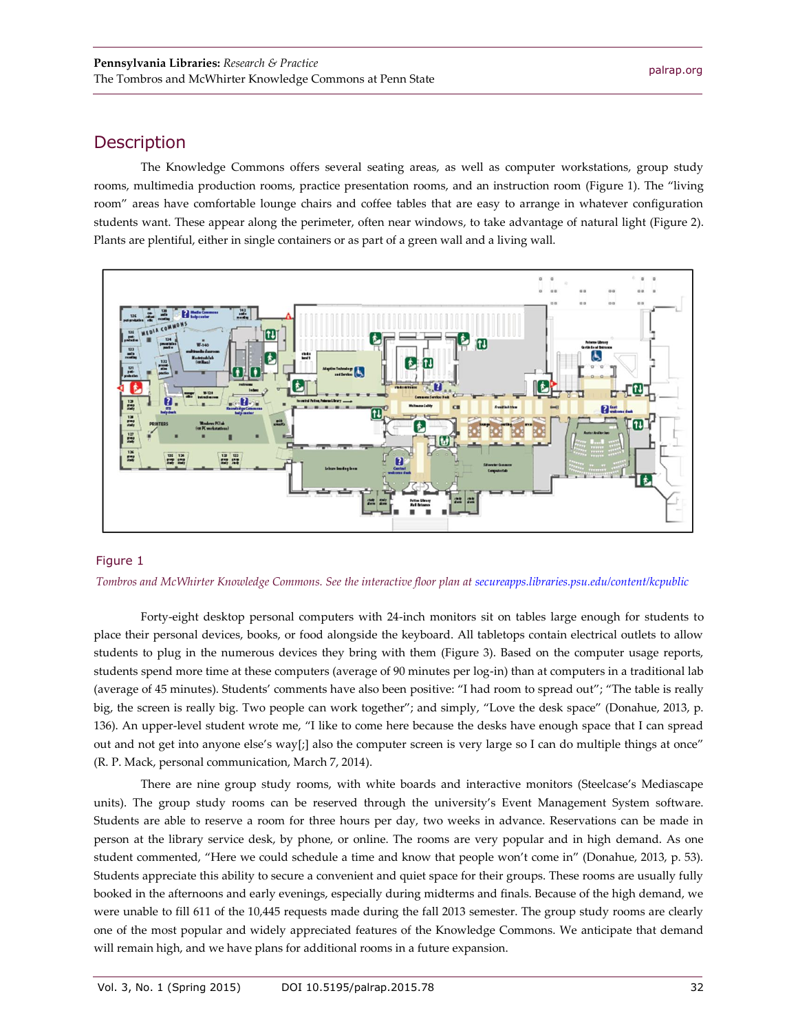## Description

The Knowledge Commons offers several seating areas, as well as computer workstations, group study rooms, multimedia production rooms, practice presentation rooms, and an instruction room (Figure 1). The "living room" areas have comfortable lounge chairs and coffee tables that are easy to arrange in whatever configuration students want. These appear along the perimeter, often near windows, to take advantage of natural light (Figure 2). Plants are plentiful, either in single containers or as part of a green wall and a living wall.

Figure 1

*Tombros and McWhirter Knowledge Commons. See the interactive floor plan at secureapps.libraries.psu.edu/content/kcpublic*

Forty-eight desktop personal computers with 24-inch monitors sit on tables large enough for students to place their personal devices, books, or food alongside the keyboard. All tabletops contain electrical outlets to allow students to plug in the numerous devices they bring with them (Figure 3). Based on the computer usage reports, students spend more time at these computers (average of 90 minutes per log-in) than at computers in a traditional lab (average of 45 minutes). Students' comments have also been positive: "I had room to spread out"; "The table is really big, the screen is really big. Two people can work together"; and simply, "Love the desk space" (Donahue, 2013, p. 136). An upper-level student wrote me, "I like to come here because the desks have enough space that I can spread out and not get into anyone else's way[;] also the computer screen is very large so I can do multiple things at once" (R. P. Mack, personal communication, March 7, 2014).

There are nine group study rooms, with white boards and interactive monitors (Steelcase's Mediascape units). The group study rooms can be reserved through the university's Event Management System software. Students are able to reserve a room for three hours per day, two weeks in advance. Reservations can be made in person at the library service desk, by phone, or online. The rooms are very popular and in high demand. As one student commented, "Here we could schedule a time and know that people won't come in" (Donahue, 2013, p. 53). Students appreciate this ability to secure a convenient and quiet space for their groups. These rooms are usually fully booked in the afternoons and early evenings, especially during midterms and finals. Because of the high demand, we were unable to fill 611 of the 10,445 requests made during the fall 2013 semester. The group study rooms are clearly one of the most popular and widely appreciated features of the Knowledge Commons. We anticipate that demand will remain high, and we have plans for additional rooms in a future expansion.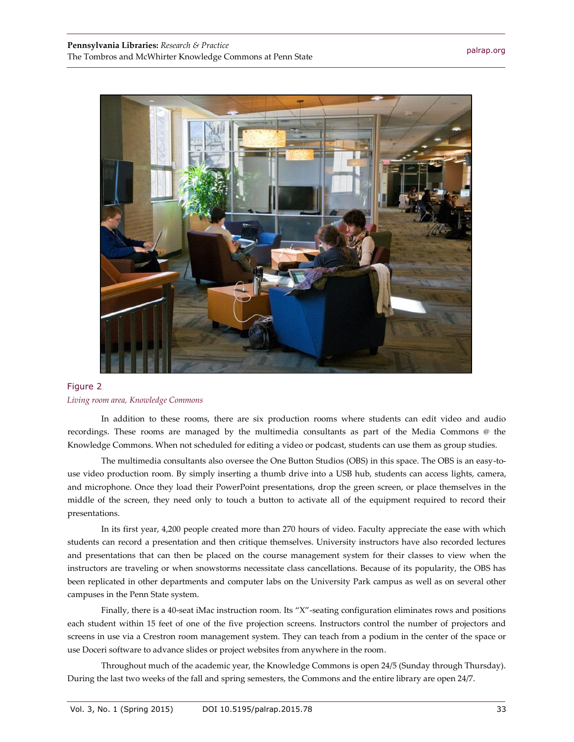Figure 2
*Living room area, Knowledge Commons*

In addition to these rooms, there are six production rooms where students can edit video and audio recordings. These rooms are managed by the multimedia consultants as part of the Media Commons @ the Knowledge Commons. When not scheduled for editing a video or podcast, students can use them as group studies.

The multimedia consultants also oversee the One Button Studios (OBS) in this space. The OBS is an easy-to-use video production room. By simply inserting a thumb drive into a USB hub, students can access lights, camera, and microphone. Once they load their PowerPoint presentations, drop the green screen, or place themselves in the middle of the screen, they need only to touch a button to activate all of the equipment required to record their presentations.

In its first year, 4,200 people created more than 270 hours of video. Faculty appreciate the ease with which students can record a presentation and then critique themselves. University instructors have also recorded lectures and presentations that can then be placed on the course management system for their classes to view when the instructors are traveling or when snowstorms necessitate class cancellations. Because of its popularity, the OBS has been replicated in other departments and computer labs on the University Park campus as well as on several other campuses in the Penn State system.

Finally, there is a 40-seat iMac instruction room. Its "X"-seating configuration eliminates rows and positions each student within 15 feet of one of the five projection screens. Instructors control the number of projectors and screens in use via a Crestron room management system. They can teach from a podium in the center of the space or use Doceri software to advance slides or project websites from anywhere in the room.

Throughout much of the academic year, the Knowledge Commons is open 24/5 (Sunday through Thursday). During the last two weeks of the fall and spring semesters, the Commons and the entire library are open 24/7.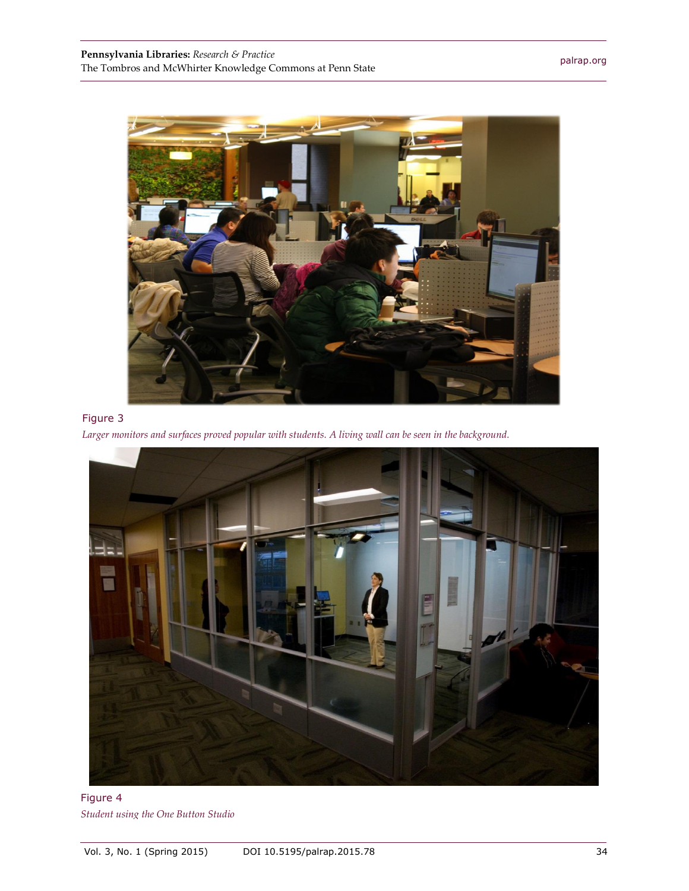Figure 3

*Larger monitors and surfaces proved popular with students. A living wall can be seen in the background.*

Figure 4

*Student using the One Button Studio*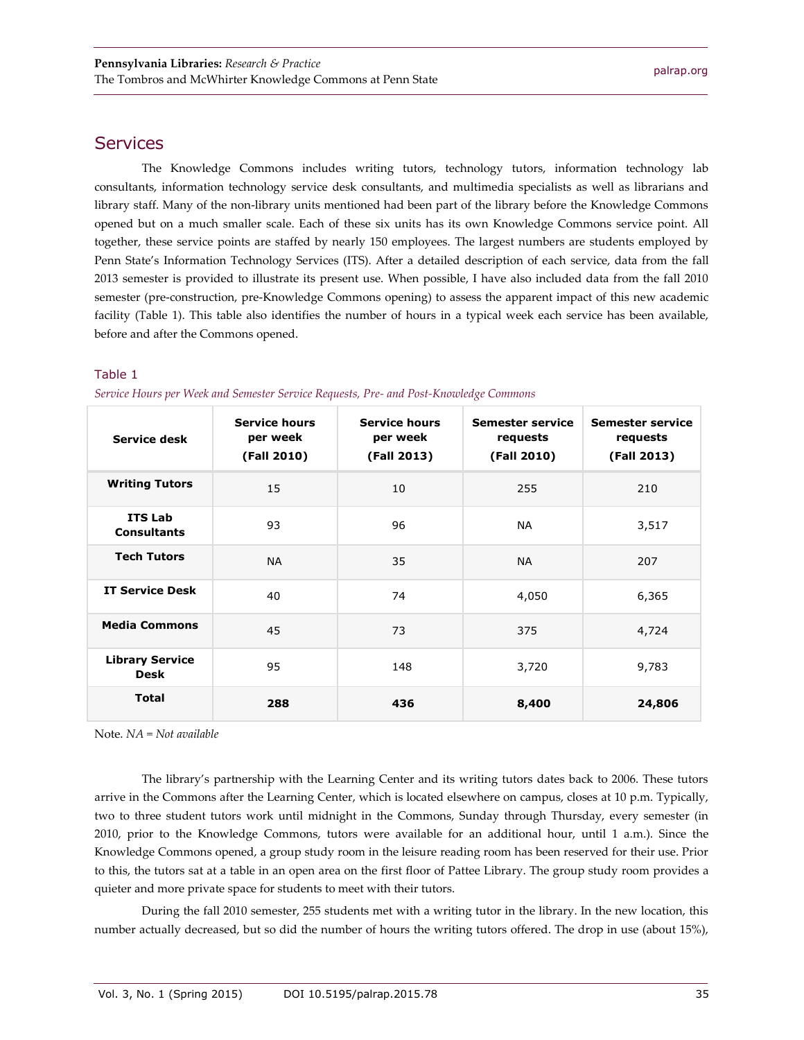## Services

The Knowledge Commons includes writing tutors, technology tutors, information technology lab consultants, information technology service desk consultants, and multimedia specialists as well as librarians and library staff. Many of the non-library units mentioned had been part of the library before the Knowledge Commons opened but on a much smaller scale. Each of these six units has its own Knowledge Commons service point. All together, these service points are staffed by nearly 150 employees. The largest numbers are students employed by Penn State's Information Technology Services (ITS). After a detailed description of each service, data from the fall 2013 semester is provided to illustrate its present use. When possible, I have also included data from the fall 2010 semester (pre-construction, pre-Knowledge Commons opening) to assess the apparent impact of this new academic facility (Table 1). This table also identifies the number of hours in a typical week each service has been available, before and after the Commons opened.

Table 1

*Service Hours per Week and Semester Service Requests, Pre- and Post-Knowledge Commons*

| Service desk | Service hours per week (Fall 2010) | Service hours per week (Fall 2013) | Semester service requests (Fall 2010) | Semester service requests (Fall 2013) |
|---|---|---|---|---|
| **Writing Tutors** | 15 | 10 | 255 | 210 |
| **ITS Lab Consultants** | 93 | 96 | NA | 3,517 |
| **Tech Tutors** | NA | 35 | NA | 207 |
| **IT Service Desk** | 40 | 74 | 4,050 | 6,365 |
| **Media Commons** | 45 | 73 | 375 | 4,724 |
| **Library Service Desk** | 95 | 148 | 3,720 | 9,783 |
| **Total** | **288** | **436** | **8,400** | **24,806** |

Note. *NA = Not available*

The library's partnership with the Learning Center and its writing tutors dates back to 2006. These tutors arrive in the Commons after the Learning Center, which is located elsewhere on campus, closes at 10 p.m. Typically, two to three student tutors work until midnight in the Commons, Sunday through Thursday, every semester (in 2010, prior to the Knowledge Commons, tutors were available for an additional hour, until 1 a.m.). Since the Knowledge Commons opened, a group study room in the leisure reading room has been reserved for their use. Prior to this, the tutors sat at a table in an open area on the first floor of Pattee Library. The group study room provides a quieter and more private space for students to meet with their tutors.

During the fall 2010 semester, 255 students met with a writing tutor in the library. In the new location, this number actually decreased, but so did the number of hours the writing tutors offered. The drop in use (about 15%),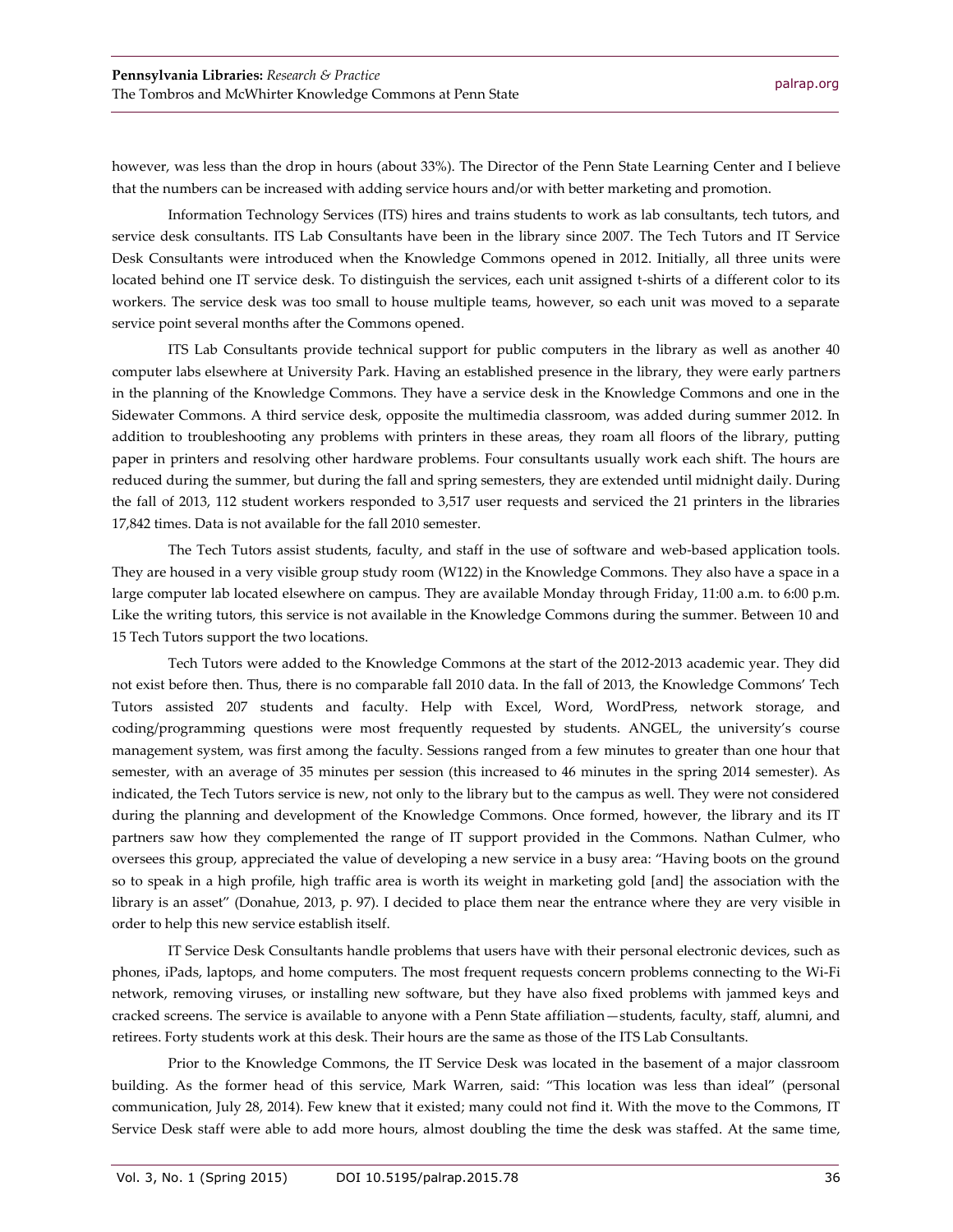however, was less than the drop in hours (about 33%). The Director of the Penn State Learning Center and I believe that the numbers can be increased with adding service hours and/or with better marketing and promotion.

Information Technology Services (ITS) hires and trains students to work as lab consultants, tech tutors, and service desk consultants. ITS Lab Consultants have been in the library since 2007. The Tech Tutors and IT Service Desk Consultants were introduced when the Knowledge Commons opened in 2012. Initially, all three units were located behind one IT service desk. To distinguish the services, each unit assigned t-shirts of a different color to its workers. The service desk was too small to house multiple teams, however, so each unit was moved to a separate service point several months after the Commons opened.

ITS Lab Consultants provide technical support for public computers in the library as well as another 40 computer labs elsewhere at University Park. Having an established presence in the library, they were early partners in the planning of the Knowledge Commons. They have a service desk in the Knowledge Commons and one in the Sidewater Commons. A third service desk, opposite the multimedia classroom, was added during summer 2012. In addition to troubleshooting any problems with printers in these areas, they roam all floors of the library, putting paper in printers and resolving other hardware problems. Four consultants usually work each shift. The hours are reduced during the summer, but during the fall and spring semesters, they are extended until midnight daily. During the fall of 2013, 112 student workers responded to 3,517 user requests and serviced the 21 printers in the libraries 17,842 times. Data is not available for the fall 2010 semester.

The Tech Tutors assist students, faculty, and staff in the use of software and web-based application tools. They are housed in a very visible group study room (W122) in the Knowledge Commons. They also have a space in a large computer lab located elsewhere on campus. They are available Monday through Friday, 11:00 a.m. to 6:00 p.m. Like the writing tutors, this service is not available in the Knowledge Commons during the summer. Between 10 and 15 Tech Tutors support the two locations.

Tech Tutors were added to the Knowledge Commons at the start of the 2012-2013 academic year. They did not exist before then. Thus, there is no comparable fall 2010 data. In the fall of 2013, the Knowledge Commons' Tech Tutors assisted 207 students and faculty. Help with Excel, Word, WordPress, network storage, and coding/programming questions were most frequently requested by students. ANGEL, the university's course management system, was first among the faculty. Sessions ranged from a few minutes to greater than one hour that semester, with an average of 35 minutes per session (this increased to 46 minutes in the spring 2014 semester). As indicated, the Tech Tutors service is new, not only to the library but to the campus as well. They were not considered during the planning and development of the Knowledge Commons. Once formed, however, the library and its IT partners saw how they complemented the range of IT support provided in the Commons. Nathan Culmer, who oversees this group, appreciated the value of developing a new service in a busy area: "Having boots on the ground so to speak in a high profile, high traffic area is worth its weight in marketing gold [and] the association with the library is an asset" (Donahue, 2013, p. 97). I decided to place them near the entrance where they are very visible in order to help this new service establish itself.

IT Service Desk Consultants handle problems that users have with their personal electronic devices, such as phones, iPads, laptops, and home computers. The most frequent requests concern problems connecting to the Wi-Fi network, removing viruses, or installing new software, but they have also fixed problems with jammed keys and cracked screens. The service is available to anyone with a Penn State affiliation—students, faculty, staff, alumni, and retirees. Forty students work at this desk. Their hours are the same as those of the ITS Lab Consultants.

Prior to the Knowledge Commons, the IT Service Desk was located in the basement of a major classroom building. As the former head of this service, Mark Warren, said: "This location was less than ideal" (personal communication, July 28, 2014). Few knew that it existed; many could not find it. With the move to the Commons, IT Service Desk staff were able to add more hours, almost doubling the time the desk was staffed. At the same time,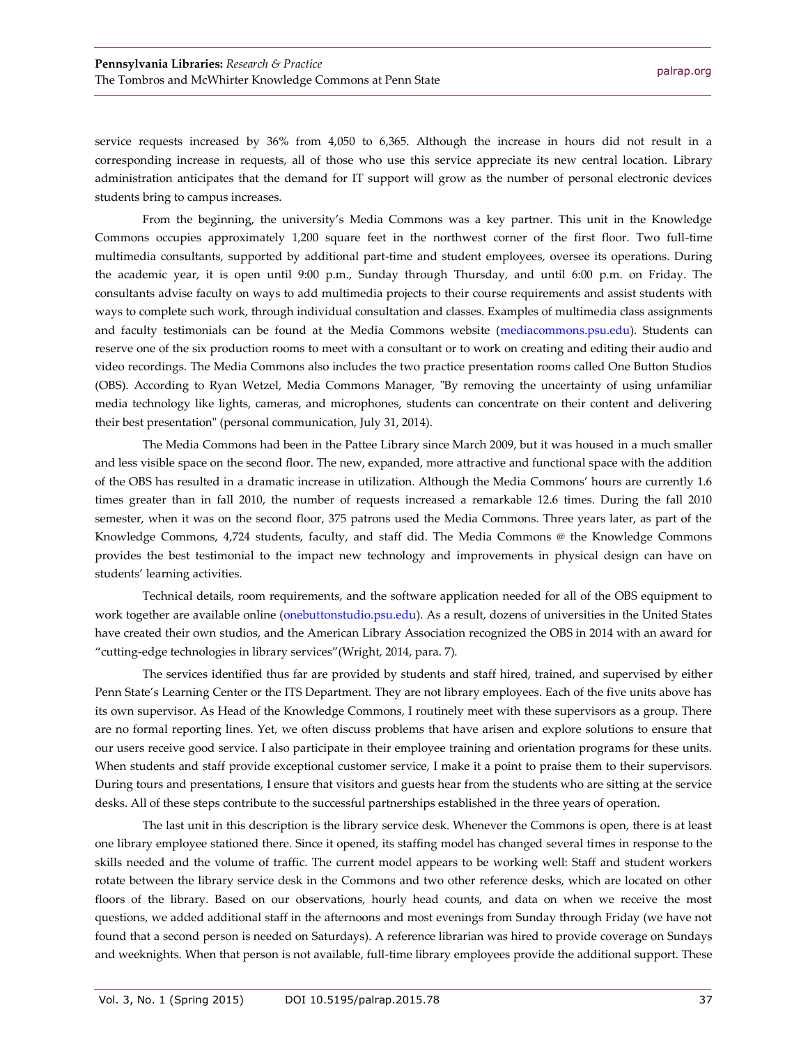service requests increased by 36% from 4,050 to 6,365. Although the increase in hours did not result in a corresponding increase in requests, all of those who use this service appreciate its new central location. Library administration anticipates that the demand for IT support will grow as the number of personal electronic devices students bring to campus increases.

From the beginning, the university's Media Commons was a key partner. This unit in the Knowledge Commons occupies approximately 1,200 square feet in the northwest corner of the first floor. Two full-time multimedia consultants, supported by additional part-time and student employees, oversee its operations. During the academic year, it is open until 9:00 p.m., Sunday through Thursday, and until 6:00 p.m. on Friday. The consultants advise faculty on ways to add multimedia projects to their course requirements and assist students with ways to complete such work, through individual consultation and classes. Examples of multimedia class assignments and faculty testimonials can be found at the Media Commons website (mediacommons.psu.edu). Students can reserve one of the six production rooms to meet with a consultant or to work on creating and editing their audio and video recordings. The Media Commons also includes the two practice presentation rooms called One Button Studios (OBS). According to Ryan Wetzel, Media Commons Manager, "By removing the uncertainty of using unfamiliar media technology like lights, cameras, and microphones, students can concentrate on their content and delivering their best presentation" (personal communication, July 31, 2014).

The Media Commons had been in the Pattee Library since March 2009, but it was housed in a much smaller and less visible space on the second floor. The new, expanded, more attractive and functional space with the addition of the OBS has resulted in a dramatic increase in utilization. Although the Media Commons' hours are currently 1.6 times greater than in fall 2010, the number of requests increased a remarkable 12.6 times. During the fall 2010 semester, when it was on the second floor, 375 patrons used the Media Commons. Three years later, as part of the Knowledge Commons, 4,724 students, faculty, and staff did. The Media Commons @ the Knowledge Commons provides the best testimonial to the impact new technology and improvements in physical design can have on students' learning activities.

Technical details, room requirements, and the software application needed for all of the OBS equipment to work together are available online (onebuttonstudio.psu.edu). As a result, dozens of universities in the United States have created their own studios, and the American Library Association recognized the OBS in 2014 with an award for "cutting-edge technologies in library services"(Wright, 2014, para. 7).

The services identified thus far are provided by students and staff hired, trained, and supervised by either Penn State's Learning Center or the ITS Department. They are not library employees. Each of the five units above has its own supervisor. As Head of the Knowledge Commons, I routinely meet with these supervisors as a group. There are no formal reporting lines. Yet, we often discuss problems that have arisen and explore solutions to ensure that our users receive good service. I also participate in their employee training and orientation programs for these units. When students and staff provide exceptional customer service, I make it a point to praise them to their supervisors. During tours and presentations, I ensure that visitors and guests hear from the students who are sitting at the service desks. All of these steps contribute to the successful partnerships established in the three years of operation.

The last unit in this description is the library service desk. Whenever the Commons is open, there is at least one library employee stationed there. Since it opened, its staffing model has changed several times in response to the skills needed and the volume of traffic. The current model appears to be working well: Staff and student workers rotate between the library service desk in the Commons and two other reference desks, which are located on other floors of the library. Based on our observations, hourly head counts, and data on when we receive the most questions, we added additional staff in the afternoons and most evenings from Sunday through Friday (we have not found that a second person is needed on Saturdays). A reference librarian was hired to provide coverage on Sundays and weeknights. When that person is not available, full-time library employees provide the additional support. These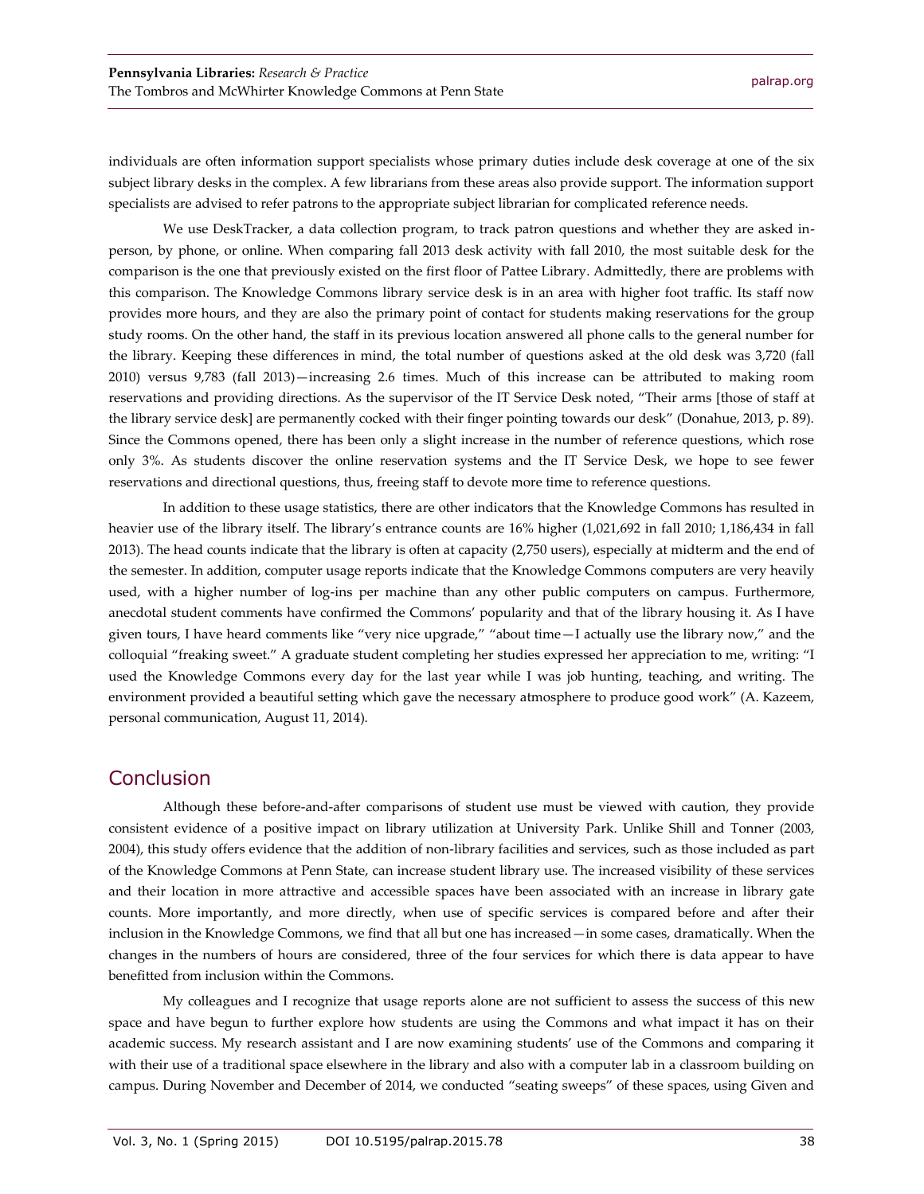individuals are often information support specialists whose primary duties include desk coverage at one of the six subject library desks in the complex. A few librarians from these areas also provide support. The information support specialists are advised to refer patrons to the appropriate subject librarian for complicated reference needs.

We use DeskTracker, a data collection program, to track patron questions and whether they are asked in-person, by phone, or online. When comparing fall 2013 desk activity with fall 2010, the most suitable desk for the comparison is the one that previously existed on the first floor of Pattee Library. Admittedly, there are problems with this comparison. The Knowledge Commons library service desk is in an area with higher foot traffic. Its staff now provides more hours, and they are also the primary point of contact for students making reservations for the group study rooms. On the other hand, the staff in its previous location answered all phone calls to the general number for the library. Keeping these differences in mind, the total number of questions asked at the old desk was 3,720 (fall 2010) versus 9,783 (fall 2013)—increasing 2.6 times. Much of this increase can be attributed to making room reservations and providing directions. As the supervisor of the IT Service Desk noted, "Their arms [those of staff at the library service desk] are permanently cocked with their finger pointing towards our desk" (Donahue, 2013, p. 89). Since the Commons opened, there has been only a slight increase in the number of reference questions, which rose only 3%. As students discover the online reservation systems and the IT Service Desk, we hope to see fewer reservations and directional questions, thus, freeing staff to devote more time to reference questions.

In addition to these usage statistics, there are other indicators that the Knowledge Commons has resulted in heavier use of the library itself. The library's entrance counts are 16% higher (1,021,692 in fall 2010; 1,186,434 in fall 2013). The head counts indicate that the library is often at capacity (2,750 users), especially at midterm and the end of the semester. In addition, computer usage reports indicate that the Knowledge Commons computers are very heavily used, with a higher number of log-ins per machine than any other public computers on campus. Furthermore, anecdotal student comments have confirmed the Commons' popularity and that of the library housing it. As I have given tours, I have heard comments like "very nice upgrade," "about time—I actually use the library now," and the colloquial "freaking sweet." A graduate student completing her studies expressed her appreciation to me, writing: "I used the Knowledge Commons every day for the last year while I was job hunting, teaching, and writing. The environment provided a beautiful setting which gave the necessary atmosphere to produce good work" (A. Kazeem, personal communication, August 11, 2014).

## Conclusion

Although these before-and-after comparisons of student use must be viewed with caution, they provide consistent evidence of a positive impact on library utilization at University Park. Unlike Shill and Tonner (2003, 2004), this study offers evidence that the addition of non-library facilities and services, such as those included as part of the Knowledge Commons at Penn State, can increase student library use. The increased visibility of these services and their location in more attractive and accessible spaces have been associated with an increase in library gate counts. More importantly, and more directly, when use of specific services is compared before and after their inclusion in the Knowledge Commons, we find that all but one has increased—in some cases, dramatically. When the changes in the numbers of hours are considered, three of the four services for which there is data appear to have benefitted from inclusion within the Commons.

My colleagues and I recognize that usage reports alone are not sufficient to assess the success of this new space and have begun to further explore how students are using the Commons and what impact it has on their academic success. My research assistant and I are now examining students' use of the Commons and comparing it with their use of a traditional space elsewhere in the library and also with a computer lab in a classroom building on campus. During November and December of 2014, we conducted "seating sweeps" of these spaces, using Given and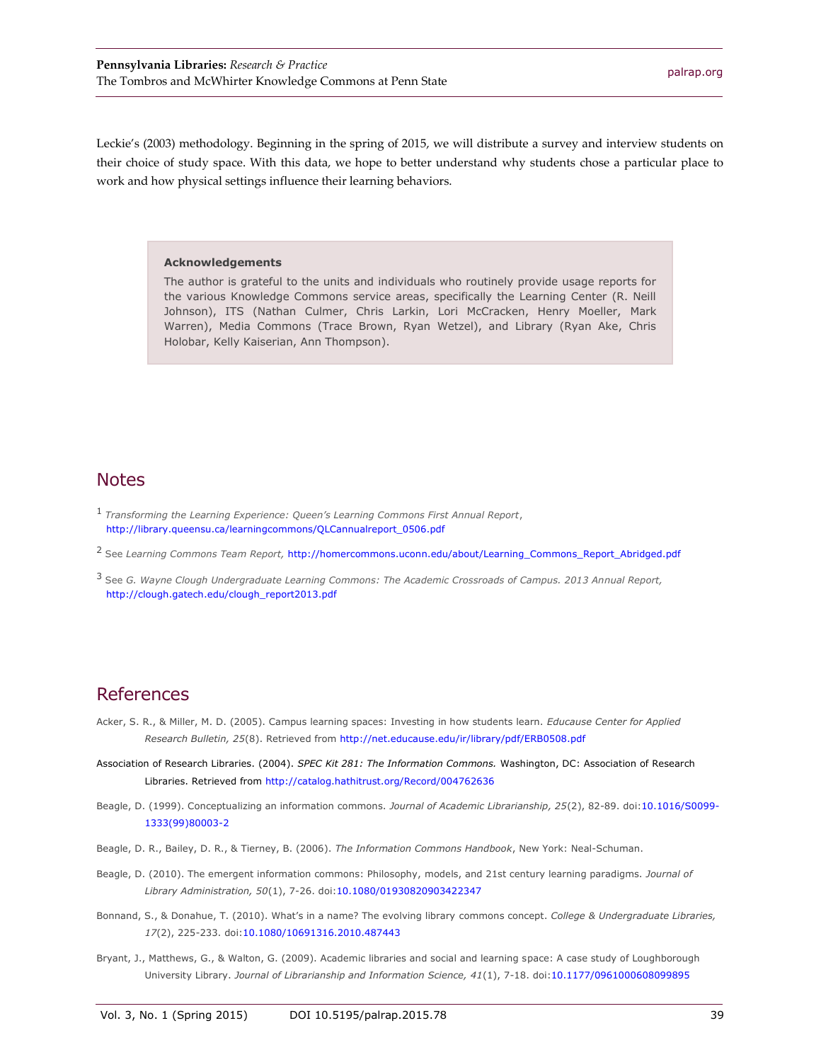Leckie's (2003) methodology. Beginning in the spring of 2015, we will distribute a survey and interview students on their choice of study space. With this data, we hope to better understand why students chose a particular place to work and how physical settings influence their learning behaviors.

**Acknowledgements**

The author is grateful to the units and individuals who routinely provide usage reports for the various Knowledge Commons service areas, specifically the Learning Center (R. Neill Johnson), ITS (Nathan Culmer, Chris Larkin, Lori McCracken, Henry Moeller, Mark Warren), Media Commons (Trace Brown, Ryan Wetzel), and Library (Ryan Ake, Chris Holobar, Kelly Kaiserian, Ann Thompson).

## Notes

[1] *Transforming the Learning Experience: Queen's Learning Commons First Annual Report*, http://library.queensu.ca/learningcommons/QLCannualreport_0506.pdf

[2] See *Learning Commons Team Report,* http://homercommons.uconn.edu/about/Learning_Commons_Report_Abridged.pdf

[3] See *G. Wayne Clough Undergraduate Learning Commons: The Academic Crossroads of Campus. 2013 Annual Report,* http://clough.gatech.edu/clough_report2013.pdf

## References

Acker, S. R., & Miller, M. D. (2005). Campus learning spaces: Investing in how students learn. *Educause Center for Applied Research Bulletin, 25*(8). Retrieved from http://net.educause.edu/ir/library/pdf/ERB0508.pdf

Association of Research Libraries. (2004). *SPEC Kit 281: The Information Commons.* Washington, DC: Association of Research Libraries. Retrieved from http://catalog.hathitrust.org/Record/004762636

Beagle, D. (1999). Conceptualizing an information commons. *Journal of Academic Librarianship, 25*(2), 82-89. doi:10.1016/S0099-1333(99)80003-2

Beagle, D. R., Bailey, D. R., & Tierney, B. (2006). *The Information Commons Handbook*, New York: Neal-Schuman.

Beagle, D. (2010). The emergent information commons: Philosophy, models, and 21st century learning paradigms. *Journal of Library Administration, 50*(1), 7-26. doi:10.1080/01930820903422347

Bonnand, S., & Donahue, T. (2010). What's in a name? The evolving library commons concept. *College & Undergraduate Libraries, 17*(2), 225-233. doi:10.1080/10691316.2010.487443

Bryant, J., Matthews, G., & Walton, G. (2009). Academic libraries and social and learning space: A case study of Loughborough University Library. *Journal of Librarianship and Information Science, 41*(1), 7-18. doi:10.1177/0961000608099895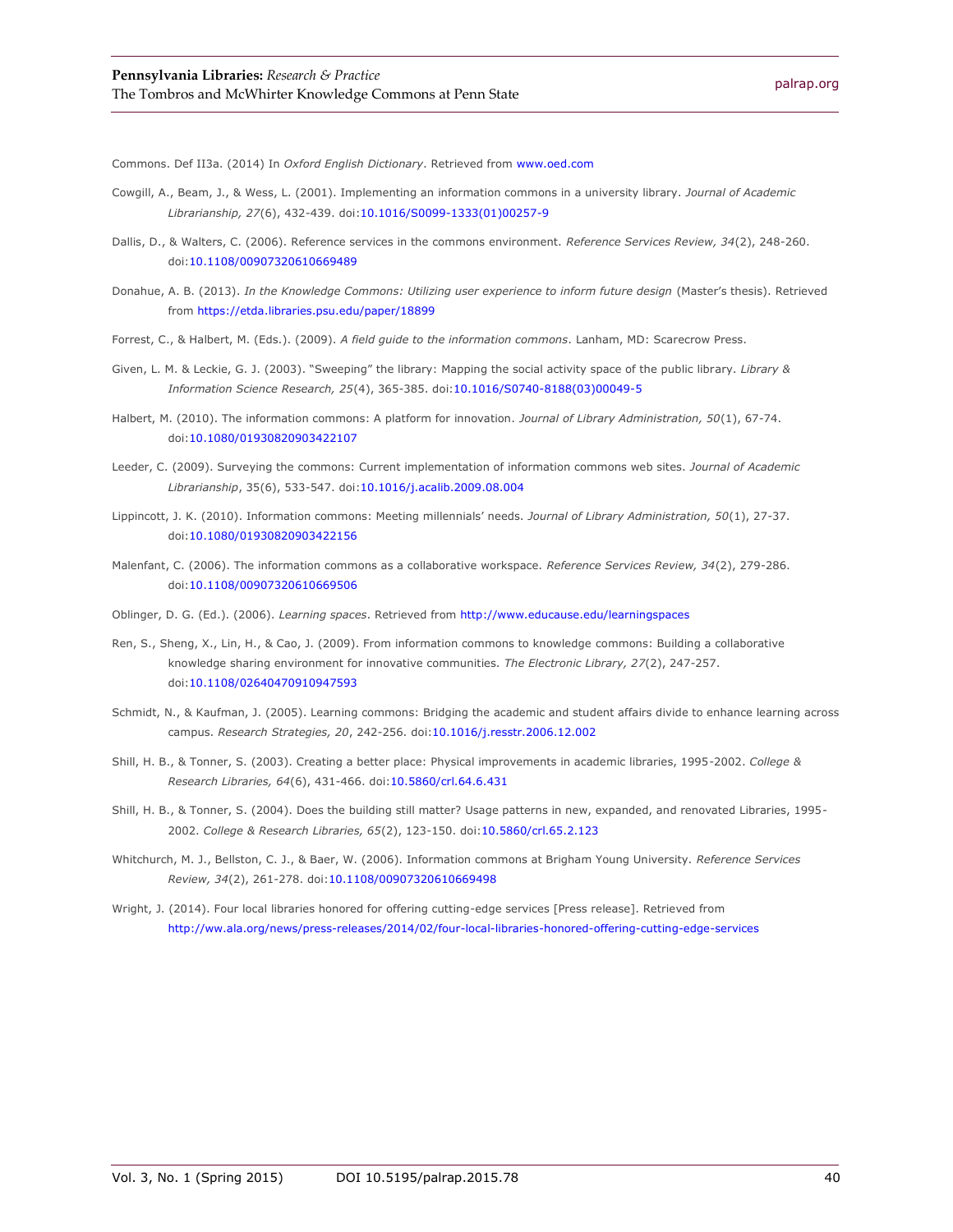Commons. Def II3a. (2014) In *Oxford English Dictionary*. Retrieved from www.oed.com

Cowgill, A., Beam, J., & Wess, L. (2001). Implementing an information commons in a university library. *Journal of Academic Librarianship, 27*(6), 432-439. doi:10.1016/S0099-1333(01)00257-9

Dallis, D., & Walters, C. (2006). Reference services in the commons environment. *Reference Services Review, 34*(2), 248-260. doi:10.1108/00907320610669489

Donahue, A. B. (2013). *In the Knowledge Commons: Utilizing user experience to inform future design* (Master's thesis). Retrieved from https://etda.libraries.psu.edu/paper/18899

Forrest, C., & Halbert, M. (Eds.). (2009). *A field guide to the information commons*. Lanham, MD: Scarecrow Press.

Given, L. M. & Leckie, G. J. (2003). "Sweeping" the library: Mapping the social activity space of the public library. *Library & Information Science Research, 25*(4), 365-385. doi:10.1016/S0740-8188(03)00049-5

Halbert, M. (2010). The information commons: A platform for innovation. *Journal of Library Administration, 50*(1), 67-74. doi:10.1080/01930820903422107

Leeder, C. (2009). Surveying the commons: Current implementation of information commons web sites. *Journal of Academic Librarianship*, 35(6), 533-547. doi:10.1016/j.acalib.2009.08.004

Lippincott, J. K. (2010). Information commons: Meeting millennials' needs. *Journal of Library Administration, 50*(1), 27-37. doi:10.1080/01930820903422156

Malenfant, C. (2006). The information commons as a collaborative workspace. *Reference Services Review, 34*(2), 279-286. doi:10.1108/00907320610669506

Oblinger, D. G. (Ed.). (2006). *Learning spaces*. Retrieved from http://www.educause.edu/learningspaces

Ren, S., Sheng, X., Lin, H., & Cao, J. (2009). From information commons to knowledge commons: Building a collaborative knowledge sharing environment for innovative communities. *The Electronic Library, 27*(2), 247-257. doi:10.1108/02640470910947593

Schmidt, N., & Kaufman, J. (2005). Learning commons: Bridging the academic and student affairs divide to enhance learning across campus. *Research Strategies, 20*, 242-256. doi:10.1016/j.resstr.2006.12.002

Shill, H. B., & Tonner, S. (2003). Creating a better place: Physical improvements in academic libraries, 1995-2002. *College & Research Libraries, 64*(6), 431-466. doi:10.5860/crl.64.6.431

Shill, H. B., & Tonner, S. (2004). Does the building still matter? Usage patterns in new, expanded, and renovated Libraries, 1995-2002. *College & Research Libraries, 65*(2), 123-150. doi:10.5860/crl.65.2.123

Whitchurch, M. J., Bellston, C. J., & Baer, W. (2006). Information commons at Brigham Young University. *Reference Services Review, 34*(2), 261-278. doi:10.1108/00907320610669498

Wright, J. (2014). Four local libraries honored for offering cutting-edge services [Press release]. Retrieved from http://ww.ala.org/news/press-releases/2014/02/four-local-libraries-honored-offering-cutting-edge-services